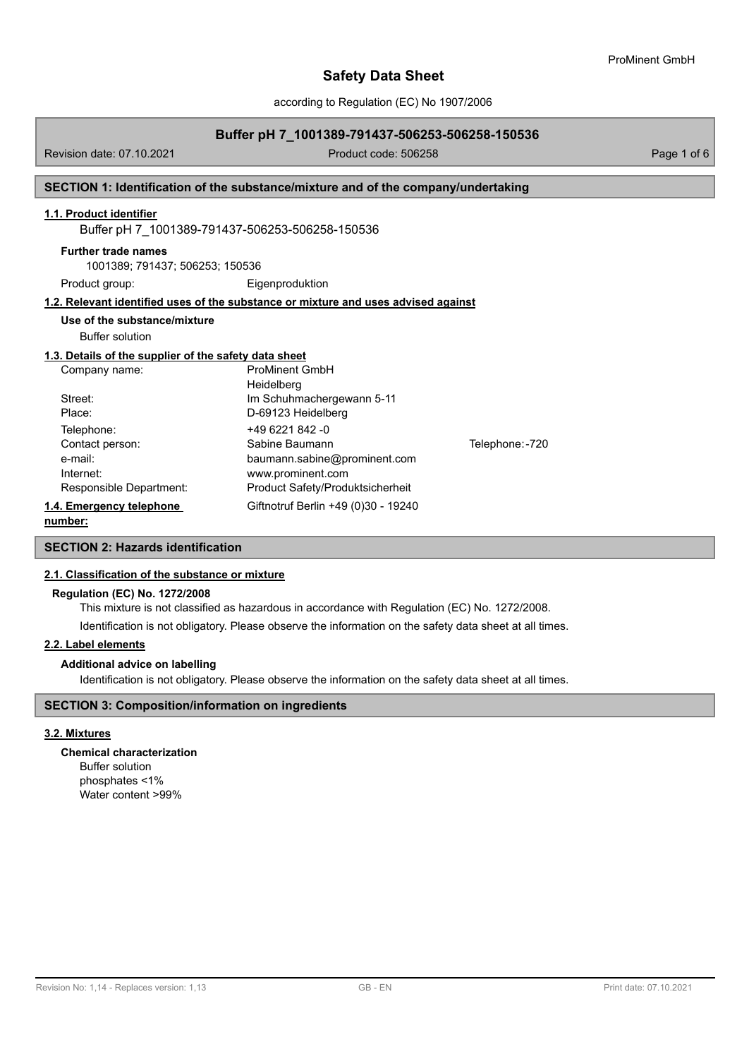# Safety Data Sheet

according to Regulation (EC) No 1907/2006

## Buffer pH 7_1001389-791437-506253-506258-150536

Revision date: 07.10.2021 | Product code: 506258

## SECTION 1: Identification of the substance/mixture and of the company/undertaking

### 1.1. Product identifier

Buffer pH 7_1001389-791437-506253-506258-150536

**Further trade names**

1001389; 791437; 506253; 150536

Product group: Eigenproduktion

### 1.2. Relevant identified uses of the substance or mixture and uses advised against

**Use of the substance/mixture**

Buffer solution

### 1.3. Details of the supplier of the safety data sheet

| | | |
|---|---|---|
| Company name: | ProMinent GmbH<br>Heidelberg | |
| Street: | Im Schuhmachergewann 5-11 | |
| Place: | D-69123 Heidelberg | |
| Telephone: | +49 6221 842 -0 | |
| Contact person: | Sabine Baumann | Telephone: -720 |
| e-mail: | baumann.sabine@prominent.com | |
| Internet: | www.prominent.com | |
| Responsible Department: | Product Safety/Produktsicherheit | |

**1.4. Emergency telephone number:** Giftnotruf Berlin +49 (0)30 - 19240

## SECTION 2: Hazards identification

### 2.1. Classification of the substance or mixture

**Regulation (EC) No. 1272/2008**

This mixture is not classified as hazardous in accordance with Regulation (EC) No. 1272/2008.

Identification is not obligatory. Please observe the information on the safety data sheet at all times.

### 2.2. Label elements

**Additional advice on labelling**

Identification is not obligatory. Please observe the information on the safety data sheet at all times.

## SECTION 3: Composition/information on ingredients

### 3.2. Mixtures

**Chemical characterization**

Buffer solution
phosphates <1%
Water content >99%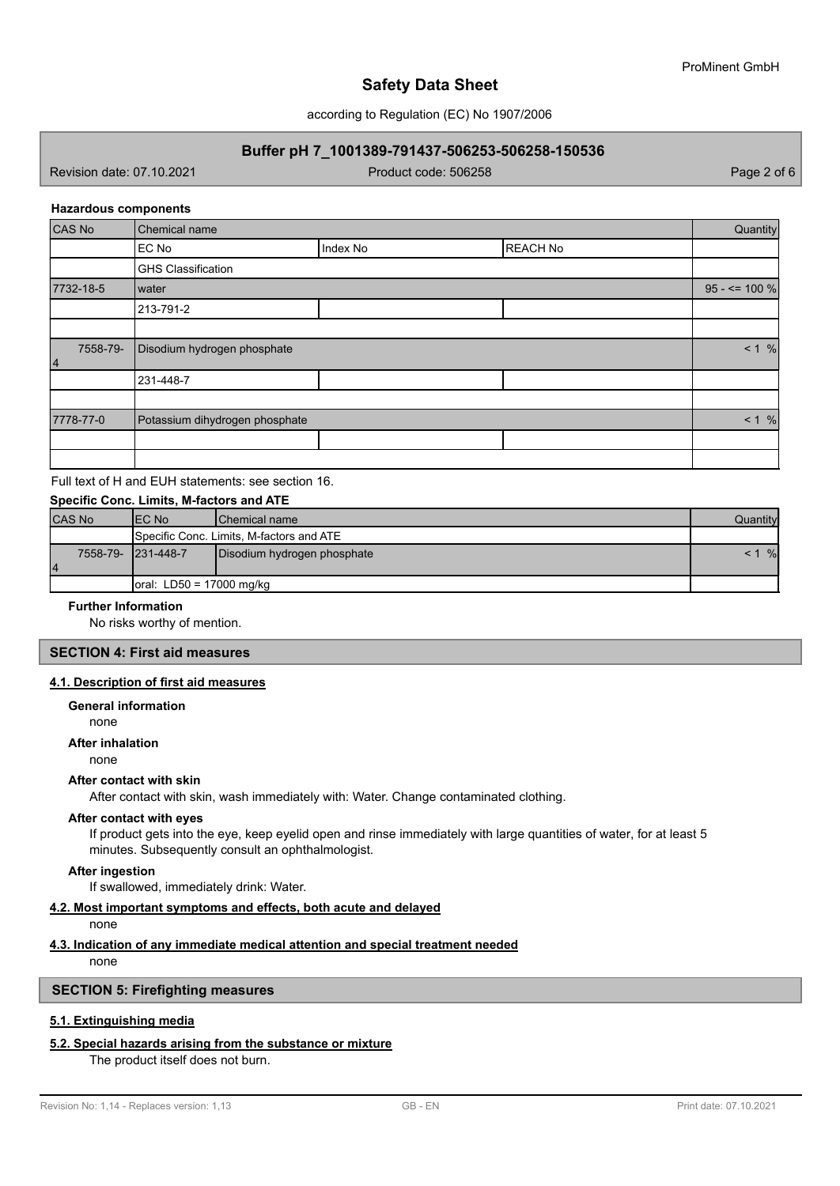**Hazardous components**

| CAS No | Chemical name | | | Quantity |
|---|---|---|---|---|
| | EC No | Index No | REACH No | |
| | GHS Classification | | | |
| 7732-18-5 | water | | | 95 - <= 100 % |
| | 213-791-2 | | | |
| | | | | |
| 7558-79-4 | Disodium hydrogen phosphate | | | < 1 % |
| | 231-448-7 | | | |
| | | | | |
| 7778-77-0 | Potassium dihydrogen phosphate | | | < 1 % |
| | | | | |
| | | | | |

Full text of H and EUH statements: see section 16.

**Specific Conc. Limits, M-factors and ATE**

| CAS No | EC No | Chemical name | Quantity |
|---|---|---|---|
| | Specific Conc. Limits, M-factors and ATE | | |
| 7558-79-4 | 231-448-7 | Disodium hydrogen phosphate | < 1 % |
| | oral: LD50 = 17000 mg/kg | | |

**Further Information**

No risks worthy of mention.

## SECTION 4: First aid measures

### 4.1. Description of first aid measures

**General information**

none

**After inhalation**

none

**After contact with skin**

After contact with skin, wash immediately with: Water. Change contaminated clothing.

**After contact with eyes**

If product gets into the eye, keep eyelid open and rinse immediately with large quantities of water, for at least 5 minutes. Subsequently consult an ophthalmologist.

**After ingestion**

If swallowed, immediately drink: Water.

### 4.2. Most important symptoms and effects, both acute and delayed

none

### 4.3. Indication of any immediate medical attention and special treatment needed

none

## SECTION 5: Firefighting measures

### 5.1. Extinguishing media

### 5.2. Special hazards arising from the substance or mixture

The product itself does not burn.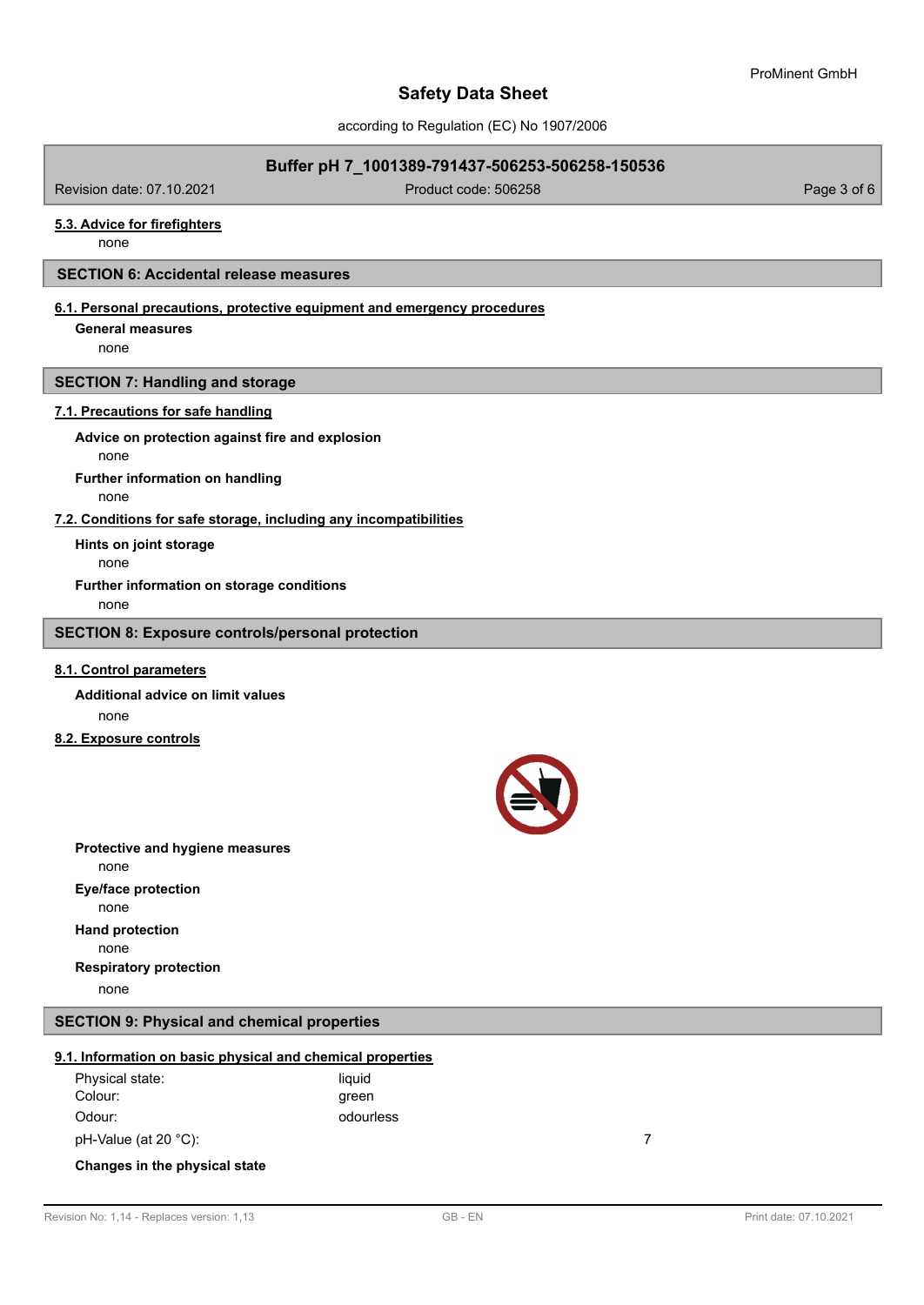#### 5.3. Advice for firefighters

none

## SECTION 6: Accidental release measures

### 6.1. Personal precautions, protective equipment and emergency procedures

**General measures**

none

## SECTION 7: Handling and storage

### 7.1. Precautions for safe handling

**Advice on protection against fire and explosion**

none

**Further information on handling**

none

### 7.2. Conditions for safe storage, including any incompatibilities

**Hints on joint storage**

none

**Further information on storage conditions**

none

## SECTION 8: Exposure controls/personal protection

### 8.1. Control parameters

**Additional advice on limit values**

none

### 8.2. Exposure controls

**Protective and hygiene measures**

none

**Eye/face protection**

none

**Hand protection**

none

**Respiratory protection**

none

## SECTION 9: Physical and chemical properties

### 9.1. Information on basic physical and chemical properties

| | | |
|---|---|---|
| Physical state: | liquid | |
| Colour: | green | |
| Odour: | odourless | |
| pH-Value (at 20 °C): | | 7 |

**Changes in the physical state**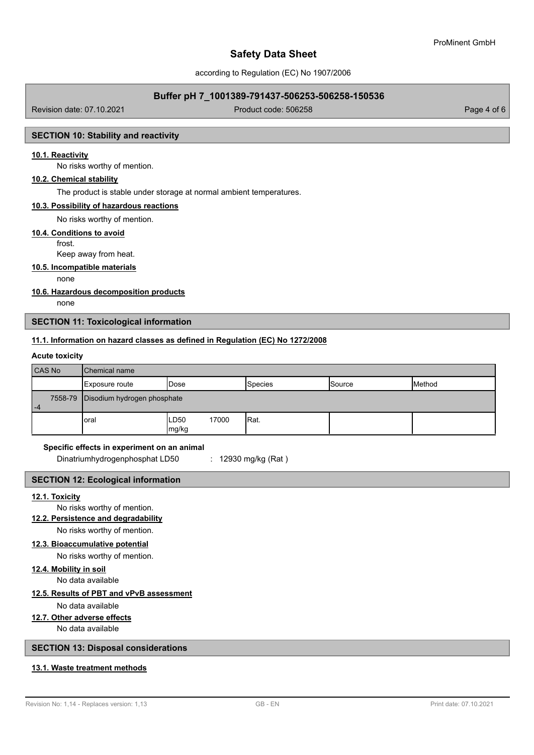## SECTION 10: Stability and reactivity

### 10.1. Reactivity

No risks worthy of mention.

### 10.2. Chemical stability

The product is stable under storage at normal ambient temperatures.

### 10.3. Possibility of hazardous reactions

No risks worthy of mention.

### 10.4. Conditions to avoid

frost.

Keep away from heat.

### 10.5. Incompatible materials

none

### 10.6. Hazardous decomposition products

none

## SECTION 11: Toxicological information

### 11.1. Information on hazard classes as defined in Regulation (EC) No 1272/2008

**Acute toxicity**

| CAS No | Chemical name | | | | |
|---|---|---|---|---|---|
| | Exposure route | Dose | Species | Source | Method |
| 7558-79-4 | Disodium hydrogen phosphate | | | | |
| | oral | LD50 17000 mg/kg | Rat. | | |

**Specific effects in experiment on an animal**

Dinatriumhydrogenphosphat LD50 : 12930 mg/kg (Rat )

## SECTION 12: Ecological information

### 12.1. Toxicity

No risks worthy of mention.

### 12.2. Persistence and degradability

No risks worthy of mention.

### 12.3. Bioaccumulative potential

No risks worthy of mention.

### 12.4. Mobility in soil

No data available

### 12.5. Results of PBT and vPvB assessment

No data available

### 12.7. Other adverse effects

No data available

## SECTION 13: Disposal considerations

### 13.1. Waste treatment methods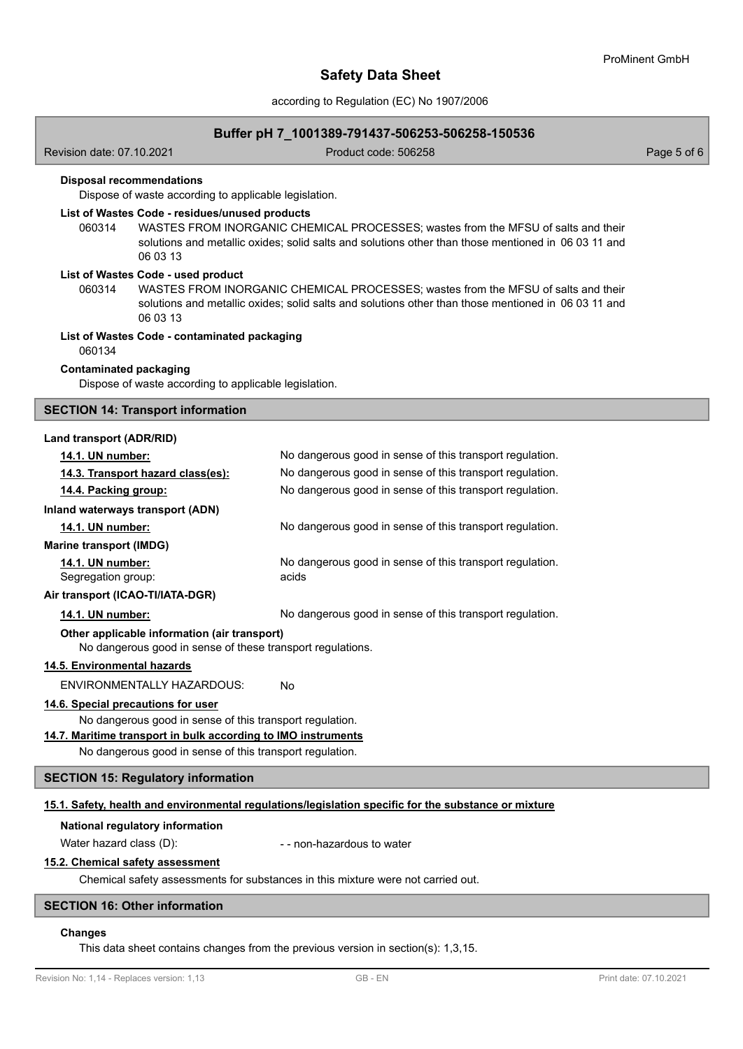**Disposal recommendations**

Dispose of waste according to applicable legislation.

**List of Wastes Code - residues/unused products**

060314 WASTES FROM INORGANIC CHEMICAL PROCESSES; wastes from the MFSU of salts and their solutions and metallic oxides; solid salts and solutions other than those mentioned in 06 03 11 and 06 03 13

**List of Wastes Code - used product**

060314 WASTES FROM INORGANIC CHEMICAL PROCESSES; wastes from the MFSU of salts and their solutions and metallic oxides; solid salts and solutions other than those mentioned in 06 03 11 and 06 03 13

**List of Wastes Code - contaminated packaging**

060134

**Contaminated packaging**

Dispose of waste according to applicable legislation.

## SECTION 14: Transport information

**Land transport (ADR/RID)**

| | |
|---|---|
| **14.1. UN number:** | No dangerous good in sense of this transport regulation. |
| **14.3. Transport hazard class(es):** | No dangerous good in sense of this transport regulation. |
| **14.4. Packing group:** | No dangerous good in sense of this transport regulation. |

**Inland waterways transport (ADN)**

| | |
|---|---|
| **14.1. UN number:** | No dangerous good in sense of this transport regulation. |

**Marine transport (IMDG)**

| | |
|---|---|
| **14.1. UN number:** | No dangerous good in sense of this transport regulation. |
| Segregation group: | acids |

**Air transport (ICAO-TI/IATA-DGR)**

| | |
|---|---|
| **14.1. UN number:** | No dangerous good in sense of this transport regulation. |

**Other applicable information (air transport)**

No dangerous good in sense of these transport regulations.

**14.5. Environmental hazards**

ENVIRONMENTALLY HAZARDOUS: No

**14.6. Special precautions for user**

No dangerous good in sense of this transport regulation.

**14.7. Maritime transport in bulk according to IMO instruments**

No dangerous good in sense of this transport regulation.

## SECTION 15: Regulatory information

**15.1. Safety, health and environmental regulations/legislation specific for the substance or mixture**

**National regulatory information**

Water hazard class (D): - - non-hazardous to water

**15.2. Chemical safety assessment**

Chemical safety assessments for substances in this mixture were not carried out.

## SECTION 16: Other information

**Changes**

This data sheet contains changes from the previous version in section(s): 1,3,15.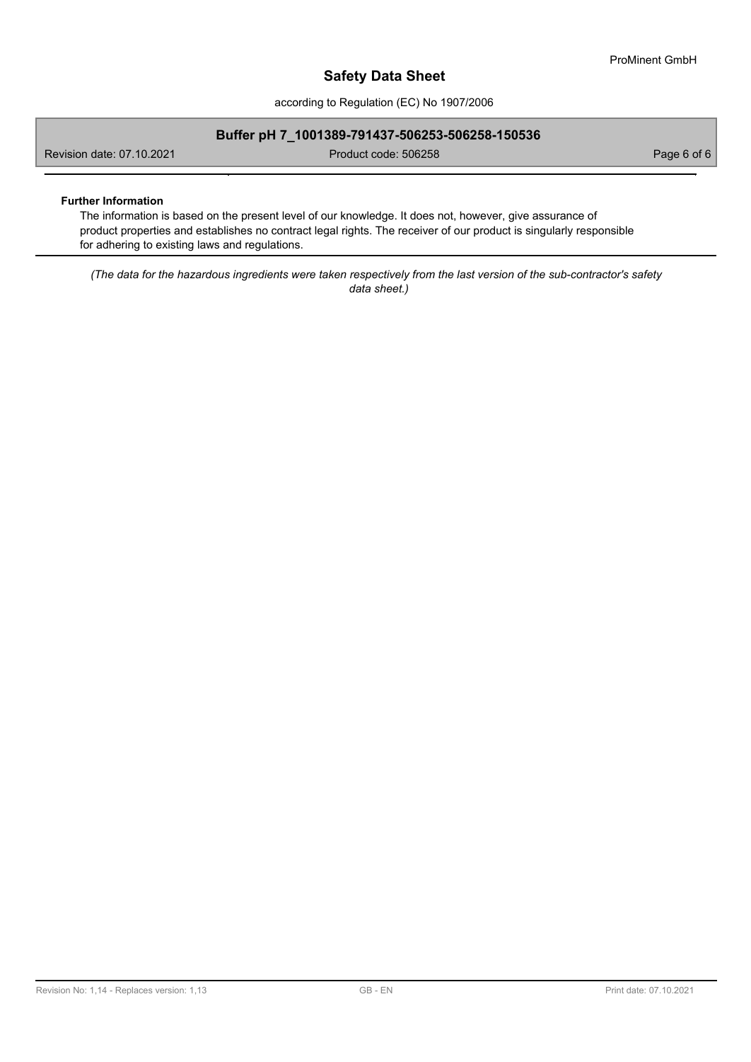**Further Information**

The information is based on the present level of our knowledge. It does not, however, give assurance of product properties and establishes no contract legal rights. The receiver of our product is singularly responsible for adhering to existing laws and regulations.

---

*(The data for the hazardous ingredients were taken respectively from the last version of the sub-contractor's safety data sheet.)*